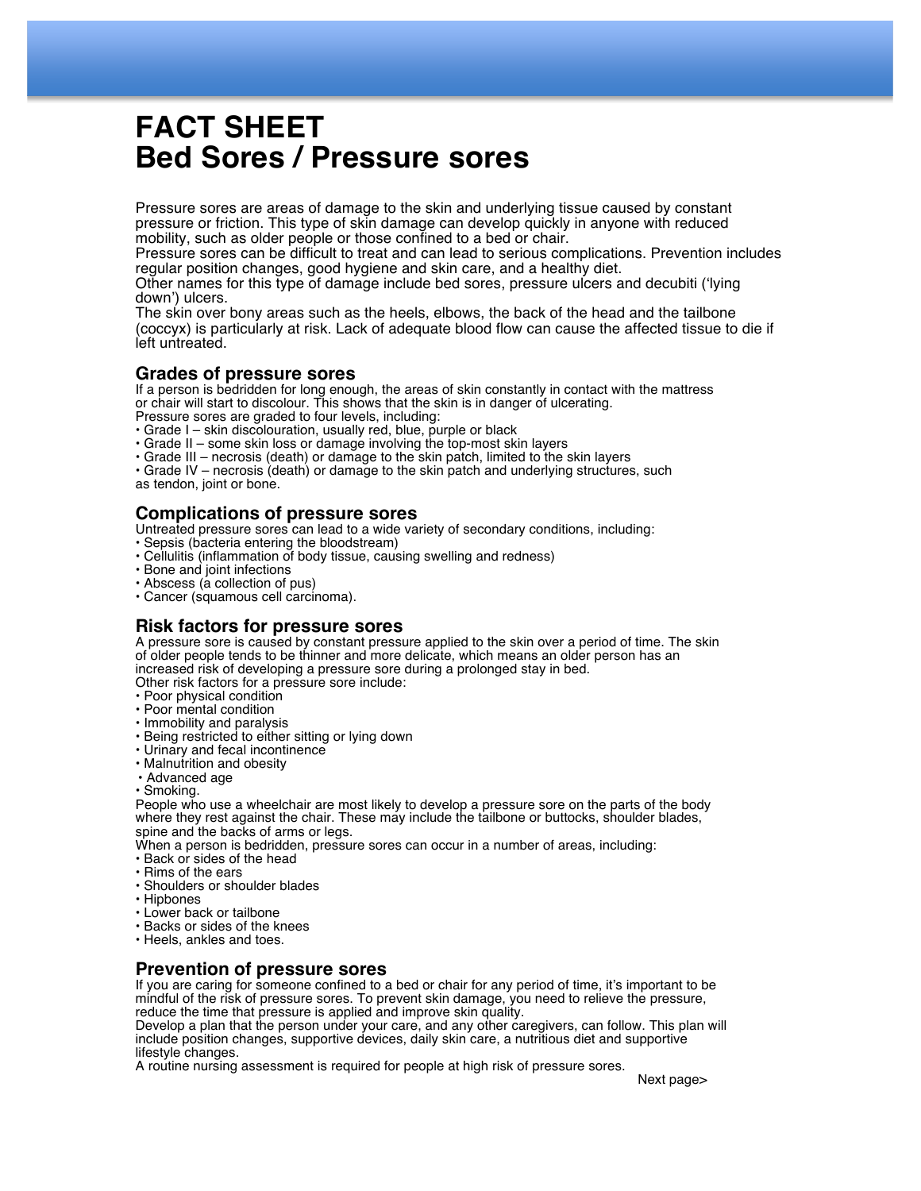# FACT SHEET
# Bed Sores / Pressure sores

Pressure sores are areas of damage to the skin and underlying tissue caused by constant pressure or friction. This type of skin damage can develop quickly in anyone with reduced mobility, such as older people or those confined to a bed or chair.

Pressure sores can be difficult to treat and can lead to serious complications. Prevention includes regular position changes, good hygiene and skin care, and a healthy diet.

Other names for this type of damage include bed sores, pressure ulcers and decubiti ('lying down') ulcers.

The skin over bony areas such as the heels, elbows, the back of the head and the tailbone (coccyx) is particularly at risk. Lack of adequate blood flow can cause the affected tissue to die if left untreated.

## Grades of pressure sores

If a person is bedridden for long enough, the areas of skin constantly in contact with the mattress or chair will start to discolour. This shows that the skin is in danger of ulcerating.

Pressure sores are graded to four levels, including:

- Grade I – skin discolouration, usually red, blue, purple or black
- Grade II – some skin loss or damage involving the top-most skin layers
- Grade III – necrosis (death) or damage to the skin patch, limited to the skin layers
- Grade IV – necrosis (death) or damage to the skin patch and underlying structures, such as tendon, joint or bone.

## Complications of pressure sores

Untreated pressure sores can lead to a wide variety of secondary conditions, including:

- Sepsis (bacteria entering the bloodstream)
- Cellulitis (inflammation of body tissue, causing swelling and redness)
- Bone and joint infections
- Abscess (a collection of pus)
- Cancer (squamous cell carcinoma).

## Risk factors for pressure sores

A pressure sore is caused by constant pressure applied to the skin over a period of time. The skin of older people tends to be thinner and more delicate, which means an older person has an increased risk of developing a pressure sore during a prolonged stay in bed.

Other risk factors for a pressure sore include:

- Poor physical condition
- Poor mental condition
- Immobility and paralysis
- Being restricted to either sitting or lying down
- Urinary and fecal incontinence
- Malnutrition and obesity
- Advanced age
- Smoking.

People who use a wheelchair are most likely to develop a pressure sore on the parts of the body where they rest against the chair. These may include the tailbone or buttocks, shoulder blades, spine and the backs of arms or legs.

When a person is bedridden, pressure sores can occur in a number of areas, including:

- Back or sides of the head
- Rims of the ears
- Shoulders or shoulder blades
- Hipbones
- Lower back or tailbone
- Backs or sides of the knees
- Heels, ankles and toes.

## Prevention of pressure sores

If you are caring for someone confined to a bed or chair for any period of time, it's important to be mindful of the risk of pressure sores. To prevent skin damage, you need to relieve the pressure, reduce the time that pressure is applied and improve skin quality.

Develop a plan that the person under your care, and any other caregivers, can follow. This plan will include position changes, supportive devices, daily skin care, a nutritious diet and supportive lifestyle changes.

A routine nursing assessment is required for people at high risk of pressure sores.

Next page>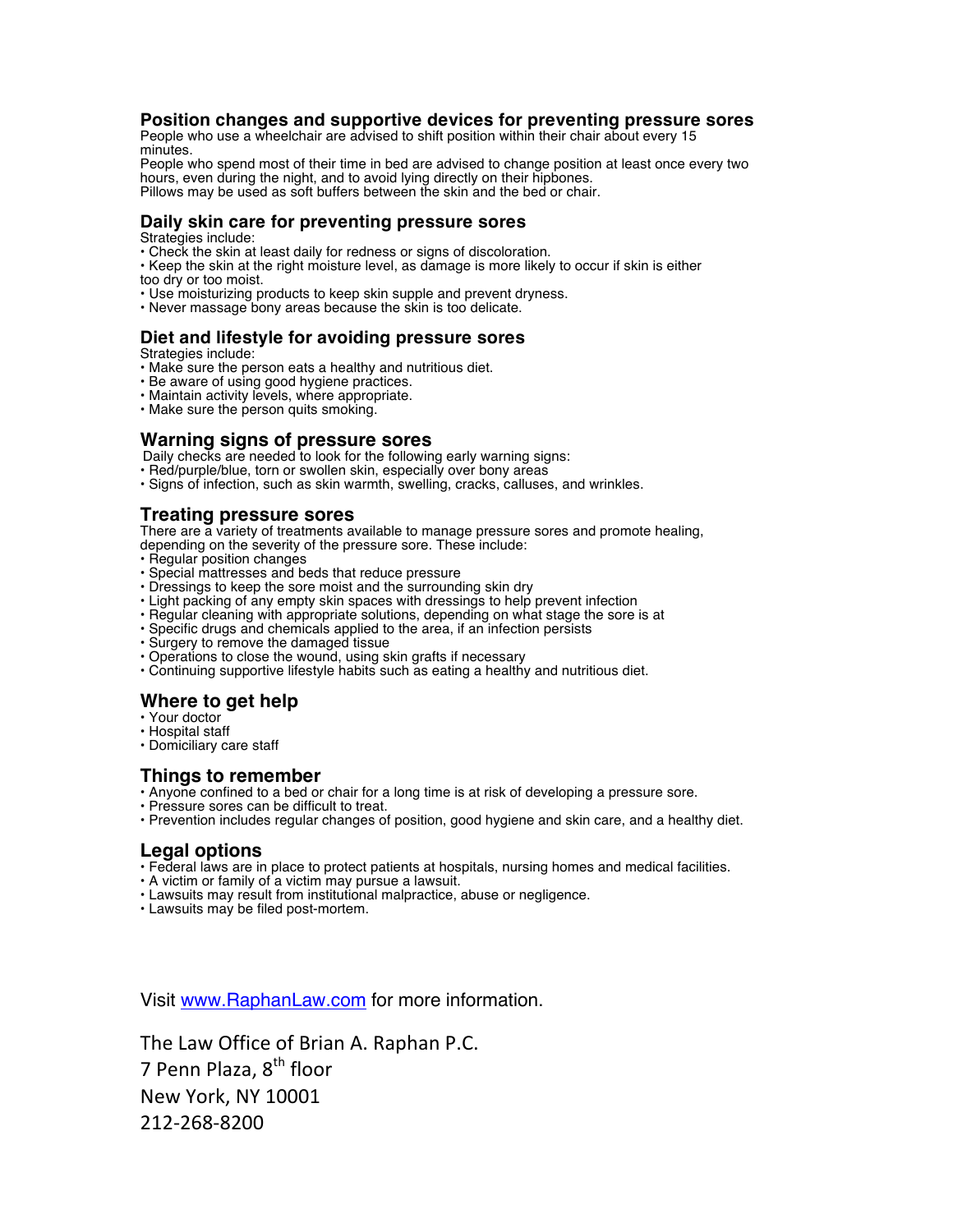## Position changes and supportive devices for preventing pressure sores

People who use a wheelchair are advised to shift position within their chair about every 15 minutes.

People who spend most of their time in bed are advised to change position at least once every two hours, even during the night, and to avoid lying directly on their hipbones.

Pillows may be used as soft buffers between the skin and the bed or chair.

## Daily skin care for preventing pressure sores

Strategies include:

- Check the skin at least daily for redness or signs of discoloration.
- Keep the skin at the right moisture level, as damage is more likely to occur if skin is either too dry or too moist.
- Use moisturizing products to keep skin supple and prevent dryness.
- Never massage bony areas because the skin is too delicate.

## Diet and lifestyle for avoiding pressure sores

Strategies include:

- Make sure the person eats a healthy and nutritious diet.
- Be aware of using good hygiene practices.
- Maintain activity levels, where appropriate.
- Make sure the person quits smoking.

## Warning signs of pressure sores

Daily checks are needed to look for the following early warning signs:

- Red/purple/blue, torn or swollen skin, especially over bony areas
- Signs of infection, such as skin warmth, swelling, cracks, calluses, and wrinkles.

## Treating pressure sores

There are a variety of treatments available to manage pressure sores and promote healing, depending on the severity of the pressure sore. These include:

- Regular position changes
- Special mattresses and beds that reduce pressure
- Dressings to keep the sore moist and the surrounding skin dry
- Light packing of any empty skin spaces with dressings to help prevent infection
- Regular cleaning with appropriate solutions, depending on what stage the sore is at
- Specific drugs and chemicals applied to the area, if an infection persists
- Surgery to remove the damaged tissue
- Operations to close the wound, using skin grafts if necessary
- Continuing supportive lifestyle habits such as eating a healthy and nutritious diet.

## Where to get help

- Your doctor
- Hospital staff
- Domiciliary care staff

## Things to remember

- Anyone confined to a bed or chair for a long time is at risk of developing a pressure sore.
- Pressure sores can be difficult to treat.
- Prevention includes regular changes of position, good hygiene and skin care, and a healthy diet.

## Legal options

- Federal laws are in place to protect patients at hospitals, nursing homes and medical facilities.
- A victim or family of a victim may pursue a lawsuit.
- Lawsuits may result from institutional malpractice, abuse or negligence.
- Lawsuits may be filed post-mortem.

Visit [www.RaphanLaw.com](http://www.RaphanLaw.com) for more information.

The Law Office of Brian A. Raphan P.C.
7 Penn Plaza, 8th floor
New York, NY 10001
212-268-8200